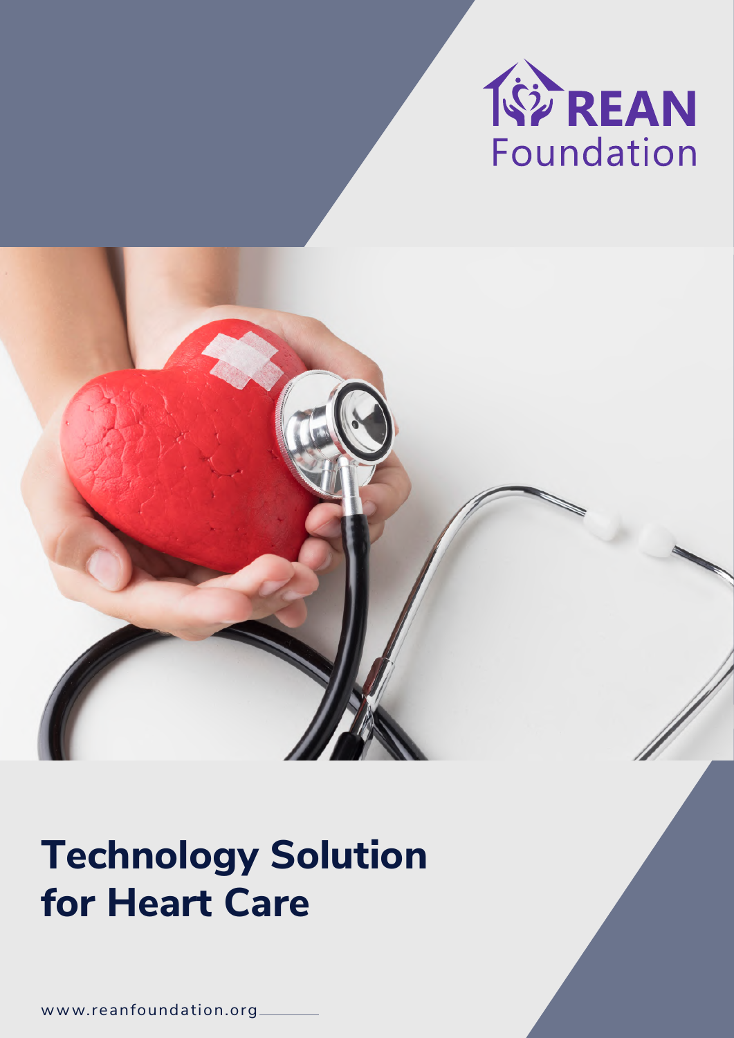REAN Foundation

# Technology Solution for Heart Care

www.reanfoundation.org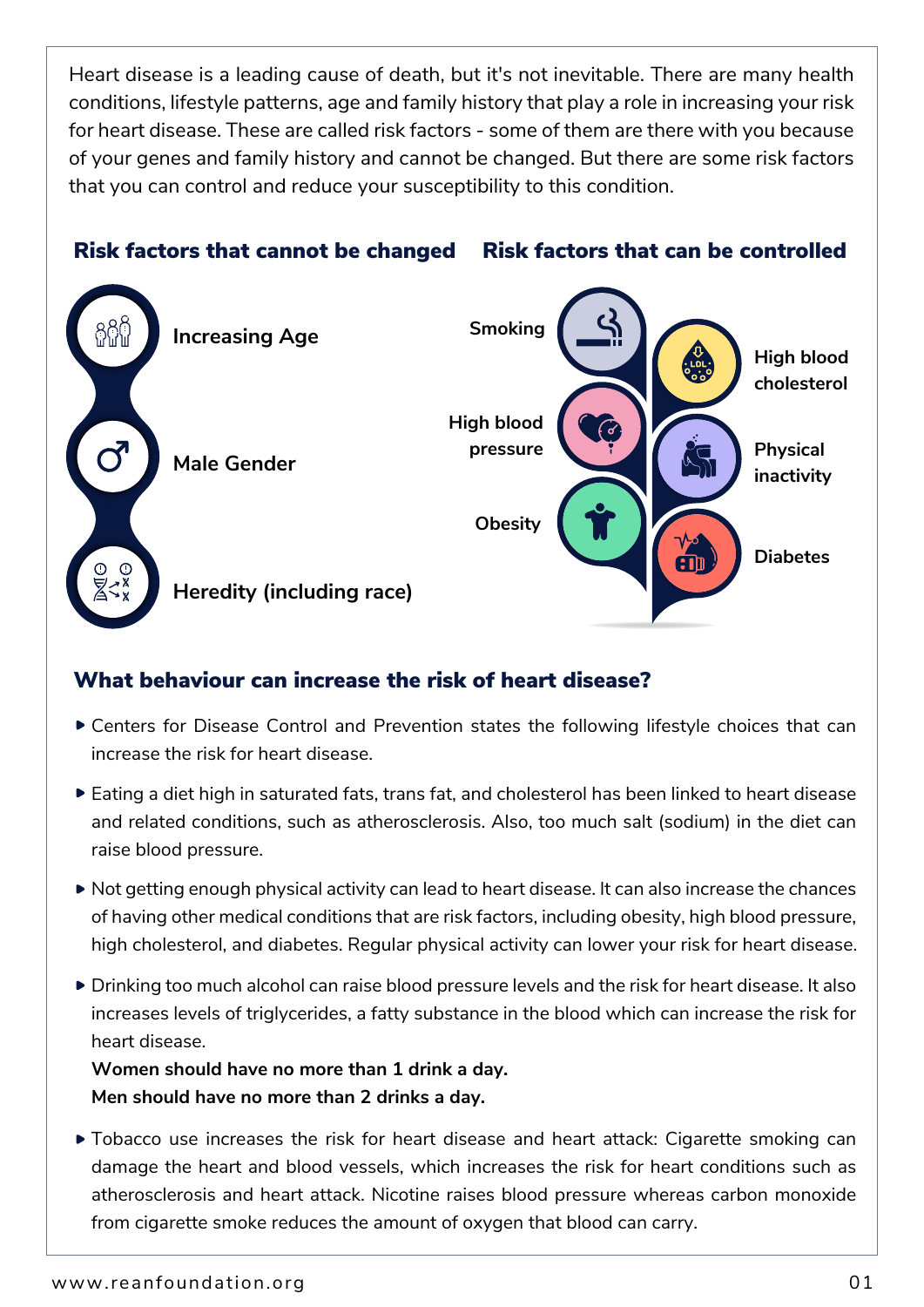Heart disease is a leading cause of death, but it's not inevitable. There are many health conditions, lifestyle patterns, age and family history that play a role in increasing your risk for heart disease. These are called risk factors - some of them are there with you because of your genes and family history and cannot be changed. But there are some risk factors that you can control and reduce your susceptibility to this condition.

### Risk factors that cannot be changed

- Increasing Age
- Male Gender
- Heredity (including race)

### Risk factors that can be controlled

- Smoking
- High blood pressure
- Obesity
- High blood cholesterol
- Physical inactivity
- Diabetes

## What behaviour can increase the risk of heart disease?

- Centers for Disease Control and Prevention states the following lifestyle choices that can increase the risk for heart disease.
- Eating a diet high in saturated fats, trans fat, and cholesterol has been linked to heart disease and related conditions, such as atherosclerosis. Also, too much salt (sodium) in the diet can raise blood pressure.
- Not getting enough physical activity can lead to heart disease. It can also increase the chances of having other medical conditions that are risk factors, including obesity, high blood pressure, high cholesterol, and diabetes. Regular physical activity can lower your risk for heart disease.
- Drinking too much alcohol can raise blood pressure levels and the risk for heart disease. It also increases levels of triglycerides, a fatty substance in the blood which can increase the risk for heart disease.
  **Women should have no more than 1 drink a day.**
  **Men should have no more than 2 drinks a day.**
- Tobacco use increases the risk for heart disease and heart attack: Cigarette smoking can damage the heart and blood vessels, which increases the risk for heart conditions such as atherosclerosis and heart attack. Nicotine raises blood pressure whereas carbon monoxide from cigarette smoke reduces the amount of oxygen that blood can carry.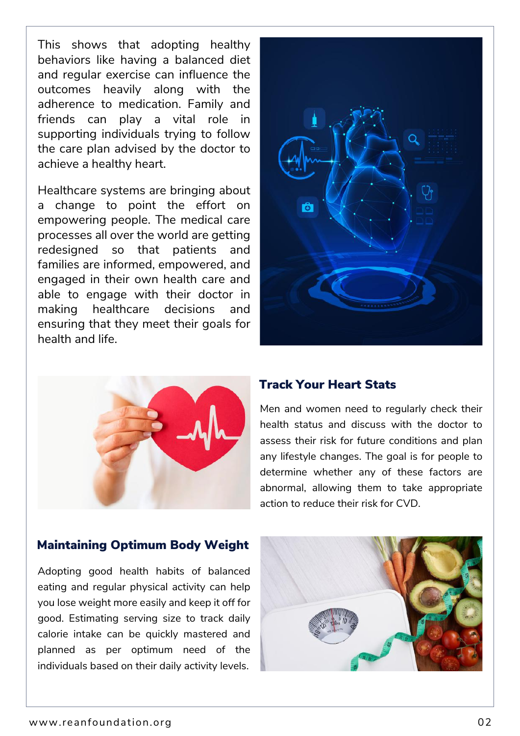This shows that adopting healthy behaviors like having a balanced diet and regular exercise can influence the outcomes heavily along with the adherence to medication. Family and friends can play a vital role in supporting individuals trying to follow the care plan advised by the doctor to achieve a healthy heart.

Healthcare systems are bringing about a change to point the effort on empowering people. The medical care processes all over the world are getting redesigned so that patients and families are informed, empowered, and engaged in their own health care and able to engage with their doctor in making healthcare decisions and ensuring that they meet their goals for health and life.

## Track Your Heart Stats

Men and women need to regularly check their health status and discuss with the doctor to assess their risk for future conditions and plan any lifestyle changes. The goal is for people to determine whether any of these factors are abnormal, allowing them to take appropriate action to reduce their risk for CVD.

## Maintaining Optimum Body Weight

Adopting good health habits of balanced eating and regular physical activity can help you lose weight more easily and keep it off for good. Estimating serving size to track daily calorie intake can be quickly mastered and planned as per optimum need of the individuals based on their daily activity levels.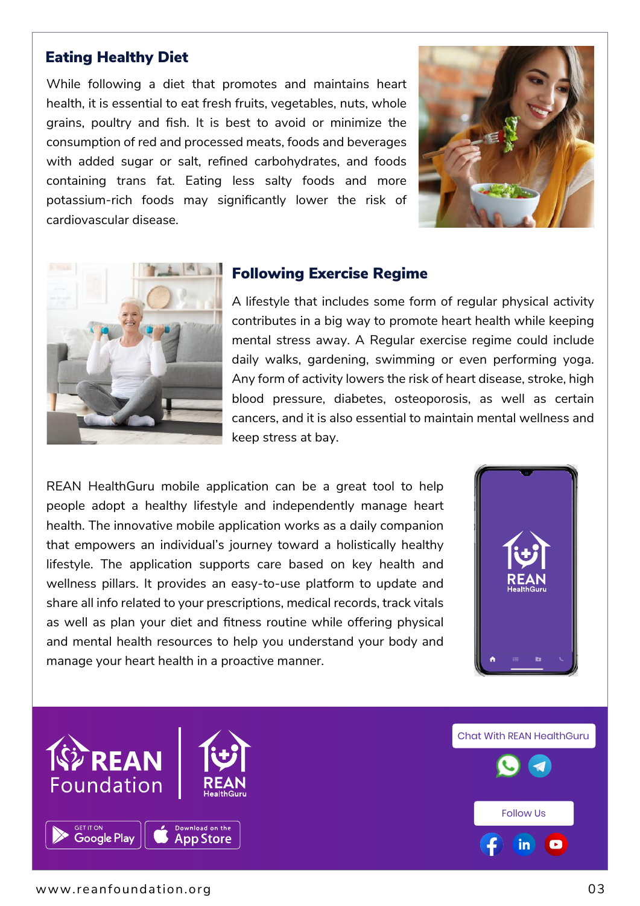## Eating Healthy Diet

While following a diet that promotes and maintains heart health, it is essential to eat fresh fruits, vegetables, nuts, whole grains, poultry and fish. It is best to avoid or minimize the consumption of red and processed meats, foods and beverages with added sugar or salt, refined carbohydrates, and foods containing trans fat. Eating less salty foods and more potassium-rich foods may significantly lower the risk of cardiovascular disease.

## Following Exercise Regime

A lifestyle that includes some form of regular physical activity contributes in a big way to promote heart health while keeping mental stress away. A Regular exercise regime could include daily walks, gardening, swimming or even performing yoga. Any form of activity lowers the risk of heart disease, stroke, high blood pressure, diabetes, osteoporosis, as well as certain cancers, and it is also essential to maintain mental wellness and keep stress at bay.

REAN HealthGuru mobile application can be a great tool to help people adopt a healthy lifestyle and independently manage heart health. The innovative mobile application works as a daily companion that empowers an individual's journey toward a holistically healthy lifestyle. The application supports care based on key health and wellness pillars. It provides an easy-to-use platform to update and share all info related to your prescriptions, medical records, track vitals as well as plan your diet and fitness routine while offering physical and mental health resources to help you understand your body and manage your heart health in a proactive manner.

REAN Foundation | REAN HealthGuru

GET IT ON Google Play | Download on the App Store

Chat With REAN HealthGuru

Follow Us

www.reanfoundation.org